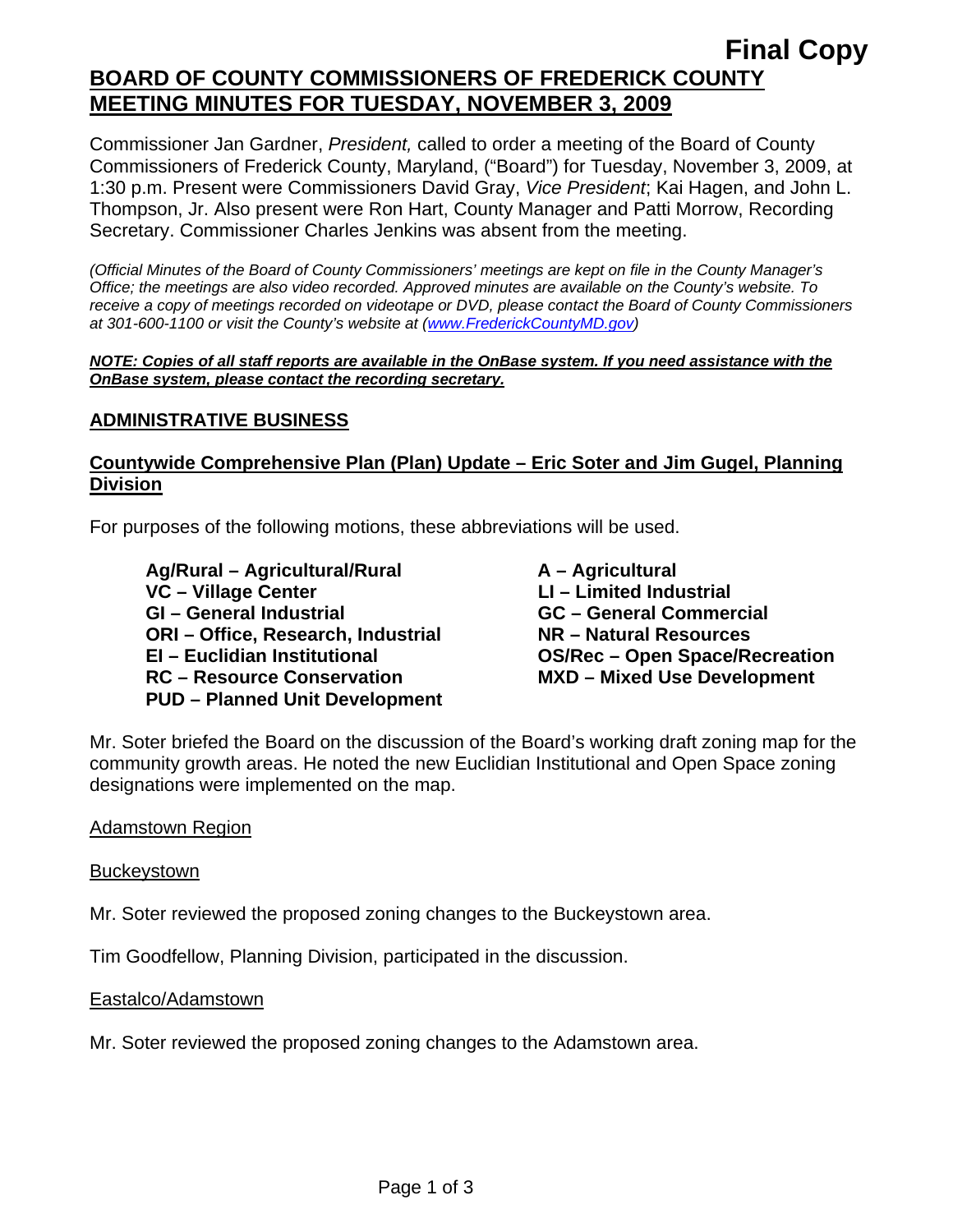**Final Copy**

# BOARD OF COUNTY COMMISSIONERS OF FREDERICK COUNTY MEETING MINUTES FOR TUESDAY, NOVEMBER 3, 2009

Commissioner Jan Gardner, *President,* called to order a meeting of the Board of County Commissioners of Frederick County, Maryland, ("Board") for Tuesday, November 3, 2009, at 1:30 p.m. Present were Commissioners David Gray, *Vice President*; Kai Hagen, and John L. Thompson, Jr. Also present were Ron Hart, County Manager and Patti Morrow, Recording Secretary. Commissioner Charles Jenkins was absent from the meeting.

*(Official Minutes of the Board of County Commissioners' meetings are kept on file in the County Manager's Office; the meetings are also video recorded. Approved minutes are available on the County's website. To receive a copy of meetings recorded on videotape or DVD, please contact the Board of County Commissioners at 301-600-1100 or visit the County's website at (www.FrederickCountyMD.gov)*

***NOTE: Copies of all staff reports are available in the OnBase system. If you need assistance with the OnBase system, please contact the recording secretary.***

## ADMINISTRATIVE BUSINESS

### Countywide Comprehensive Plan (Plan) Update – Eric Soter and Jim Gugel, Planning Division

For purposes of the following motions, these abbreviations will be used.

**Ag/Rural – Agricultural/Rural**
**VC – Village Center**
**GI – General Industrial**
**ORI – Office, Research, Industrial**
**EI – Euclidian Institutional**
**RC – Resource Conservation**
**PUD – Planned Unit Development**
**A – Agricultural**
**LI – Limited Industrial**
**GC – General Commercial**
**NR – Natural Resources**
**OS/Rec – Open Space/Recreation**
**MXD – Mixed Use Development**

Mr. Soter briefed the Board on the discussion of the Board's working draft zoning map for the community growth areas. He noted the new Euclidian Institutional and Open Space zoning designations were implemented on the map.

Adamstown Region

Buckeystown

Mr. Soter reviewed the proposed zoning changes to the Buckeystown area.

Tim Goodfellow, Planning Division, participated in the discussion.

Eastalco/Adamstown

Mr. Soter reviewed the proposed zoning changes to the Adamstown area.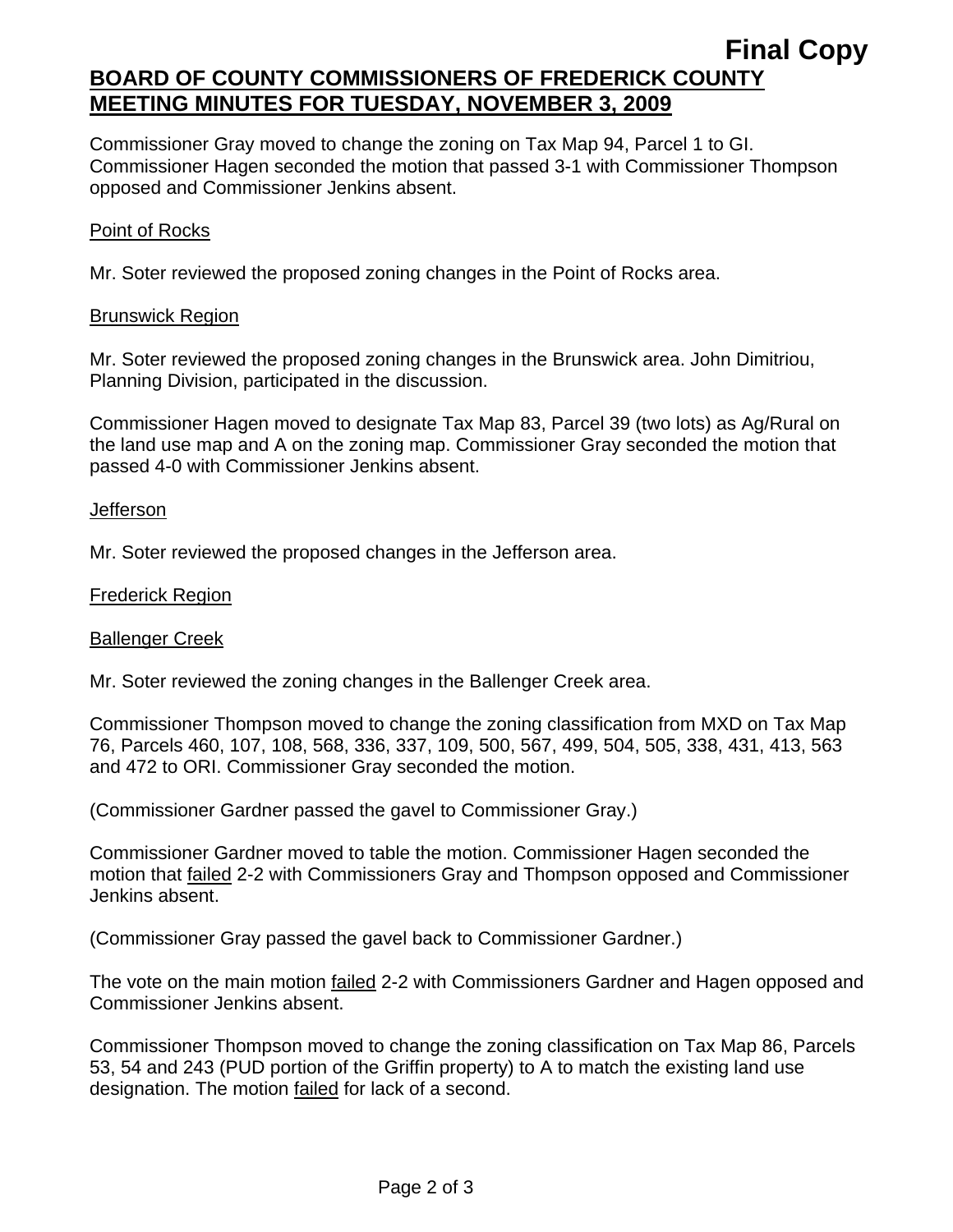**Final Copy**

**BOARD OF COUNTY COMMISSIONERS OF FREDERICK COUNTY**
**MEETING MINUTES FOR TUESDAY, NOVEMBER 3, 2009**

Commissioner Gray moved to change the zoning on Tax Map 94, Parcel 1 to GI. Commissioner Hagen seconded the motion that passed 3-1 with Commissioner Thompson opposed and Commissioner Jenkins absent.

Point of Rocks

Mr. Soter reviewed the proposed zoning changes in the Point of Rocks area.

Brunswick Region

Mr. Soter reviewed the proposed zoning changes in the Brunswick area. John Dimitriou, Planning Division, participated in the discussion.

Commissioner Hagen moved to designate Tax Map 83, Parcel 39 (two lots) as Ag/Rural on the land use map and A on the zoning map. Commissioner Gray seconded the motion that passed 4-0 with Commissioner Jenkins absent.

Jefferson

Mr. Soter reviewed the proposed changes in the Jefferson area.

Frederick Region

Ballenger Creek

Mr. Soter reviewed the zoning changes in the Ballenger Creek area.

Commissioner Thompson moved to change the zoning classification from MXD on Tax Map 76, Parcels 460, 107, 108, 568, 336, 337, 109, 500, 567, 499, 504, 505, 338, 431, 413, 563 and 472 to ORI. Commissioner Gray seconded the motion.

(Commissioner Gardner passed the gavel to Commissioner Gray.)

Commissioner Gardner moved to table the motion. Commissioner Hagen seconded the motion that failed 2-2 with Commissioners Gray and Thompson opposed and Commissioner Jenkins absent.

(Commissioner Gray passed the gavel back to Commissioner Gardner.)

The vote on the main motion failed 2-2 with Commissioners Gardner and Hagen opposed and Commissioner Jenkins absent.

Commissioner Thompson moved to change the zoning classification on Tax Map 86, Parcels 53, 54 and 243 (PUD portion of the Griffin property) to A to match the existing land use designation. The motion failed for lack of a second.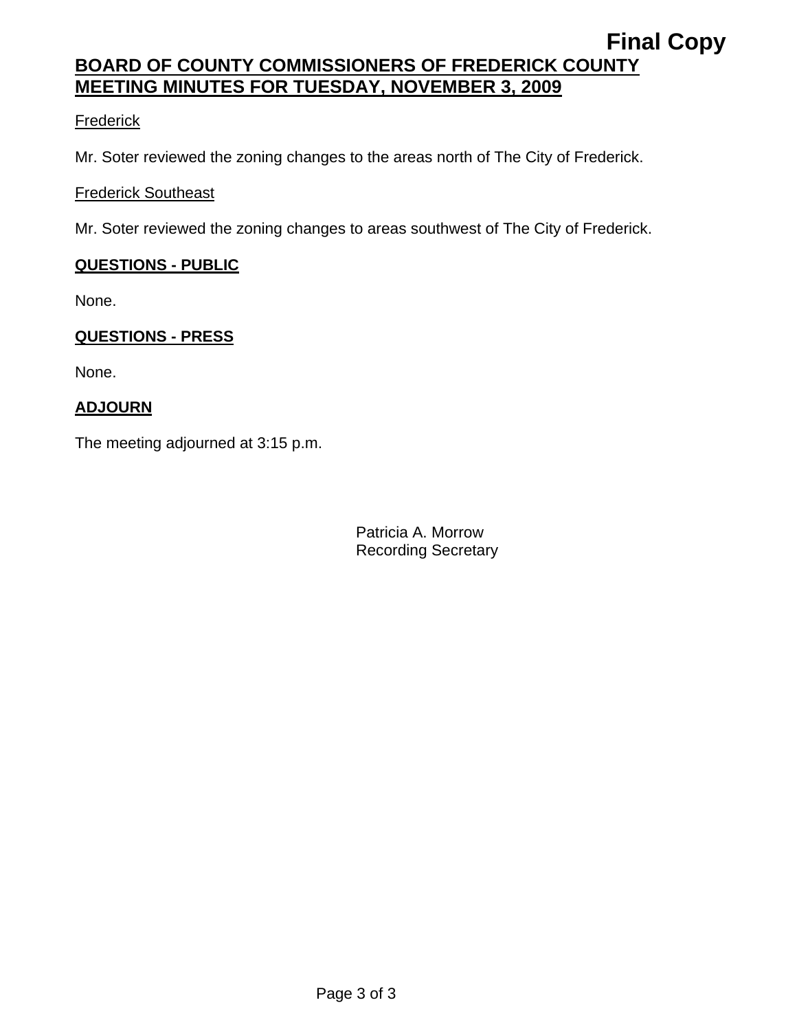**Final Copy**

**BOARD OF COUNTY COMMISSIONERS OF FREDERICK COUNTY MEETING MINUTES FOR TUESDAY, NOVEMBER 3, 2009**

Frederick

Mr. Soter reviewed the zoning changes to the areas north of The City of Frederick.

Frederick Southeast

Mr. Soter reviewed the zoning changes to areas southwest of The City of Frederick.

**QUESTIONS - PUBLIC**

None.

**QUESTIONS - PRESS**

None.

**ADJOURN**

The meeting adjourned at 3:15 p.m.

Patricia A. Morrow
Recording Secretary